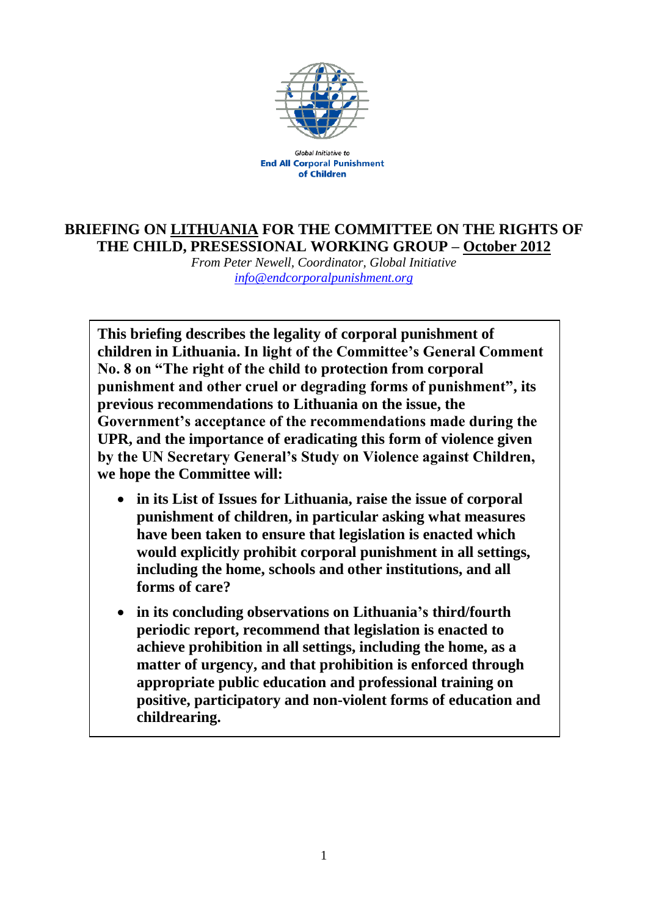Global Initiative to
**End All Corporal Punishment of Children**

# BRIEFING ON LITHUANIA FOR THE COMMITTEE ON THE RIGHTS OF THE CHILD, PRESESSIONAL WORKING GROUP – October 2012

*From Peter Newell, Coordinator, Global Initiative*
*info@endcorporalpunishment.org*

**This briefing describes the legality of corporal punishment of children in Lithuania. In light of the Committee's General Comment No. 8 on "The right of the child to protection from corporal punishment and other cruel or degrading forms of punishment", its previous recommendations to Lithuania on the issue, the Government's acceptance of the recommendations made during the UPR, and the importance of eradicating this form of violence given by the UN Secretary General's Study on Violence against Children, we hope the Committee will:**

- **in its List of Issues for Lithuania, raise the issue of corporal punishment of children, in particular asking what measures have been taken to ensure that legislation is enacted which would explicitly prohibit corporal punishment in all settings, including the home, schools and other institutions, and all forms of care?**
- **in its concluding observations on Lithuania's third/fourth periodic report, recommend that legislation is enacted to achieve prohibition in all settings, including the home, as a matter of urgency, and that prohibition is enforced through appropriate public education and professional training on positive, participatory and non-violent forms of education and childrearing.**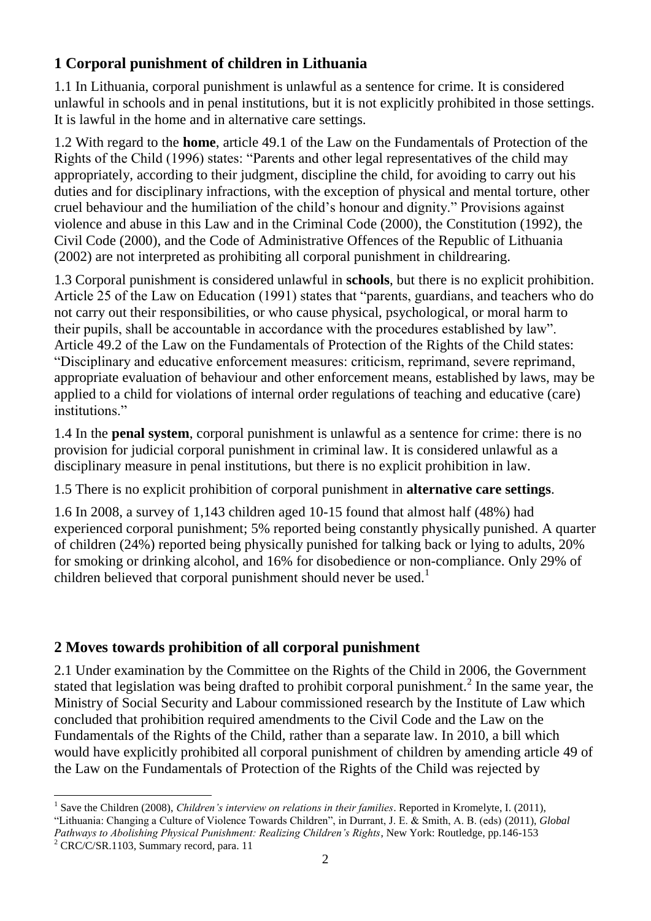## 1 Corporal punishment of children in Lithuania

1.1 In Lithuania, corporal punishment is unlawful as a sentence for crime. It is considered unlawful in schools and in penal institutions, but it is not explicitly prohibited in those settings. It is lawful in the home and in alternative care settings.

1.2 With regard to the **home**, article 49.1 of the Law on the Fundamentals of Protection of the Rights of the Child (1996) states: "Parents and other legal representatives of the child may appropriately, according to their judgment, discipline the child, for avoiding to carry out his duties and for disciplinary infractions, with the exception of physical and mental torture, other cruel behaviour and the humiliation of the child's honour and dignity." Provisions against violence and abuse in this Law and in the Criminal Code (2000), the Constitution (1992), the Civil Code (2000), and the Code of Administrative Offences of the Republic of Lithuania (2002) are not interpreted as prohibiting all corporal punishment in childrearing.

1.3 Corporal punishment is considered unlawful in **schools**, but there is no explicit prohibition. Article 25 of the Law on Education (1991) states that "parents, guardians, and teachers who do not carry out their responsibilities, or who cause physical, psychological, or moral harm to their pupils, shall be accountable in accordance with the procedures established by law". Article 49.2 of the Law on the Fundamentals of Protection of the Rights of the Child states: "Disciplinary and educative enforcement measures: criticism, reprimand, severe reprimand, appropriate evaluation of behaviour and other enforcement means, established by laws, may be applied to a child for violations of internal order regulations of teaching and educative (care) institutions."

1.4 In the **penal system**, corporal punishment is unlawful as a sentence for crime: there is no provision for judicial corporal punishment in criminal law. It is considered unlawful as a disciplinary measure in penal institutions, but there is no explicit prohibition in law.

1.5 There is no explicit prohibition of corporal punishment in **alternative care settings**.

1.6 In 2008, a survey of 1,143 children aged 10-15 found that almost half (48%) had experienced corporal punishment; 5% reported being constantly physically punished. A quarter of children (24%) reported being physically punished for talking back or lying to adults, 20% for smoking or drinking alcohol, and 16% for disobedience or non-compliance. Only 29% of children believed that corporal punishment should never be used.[1]

## 2 Moves towards prohibition of all corporal punishment

2.1 Under examination by the Committee on the Rights of the Child in 2006, the Government stated that legislation was being drafted to prohibit corporal punishment.[2] In the same year, the Ministry of Social Security and Labour commissioned research by the Institute of Law which concluded that prohibition required amendments to the Civil Code and the Law on the Fundamentals of the Rights of the Child, rather than a separate law. In 2010, a bill which would have explicitly prohibited all corporal punishment of children by amending article 49 of the Law on the Fundamentals of Protection of the Rights of the Child was rejected by

---

[1] Save the Children (2008), *Children's interview on relations in their families*. Reported in Kromelyte, I. (2011), "Lithuania: Changing a Culture of Violence Towards Children", in Durrant, J. E. & Smith, A. B. (eds) (2011), *Global Pathways to Abolishing Physical Punishment: Realizing Children's Rights*, New York: Routledge, pp.146-153

[2] CRC/C/SR.1103, Summary record, para. 11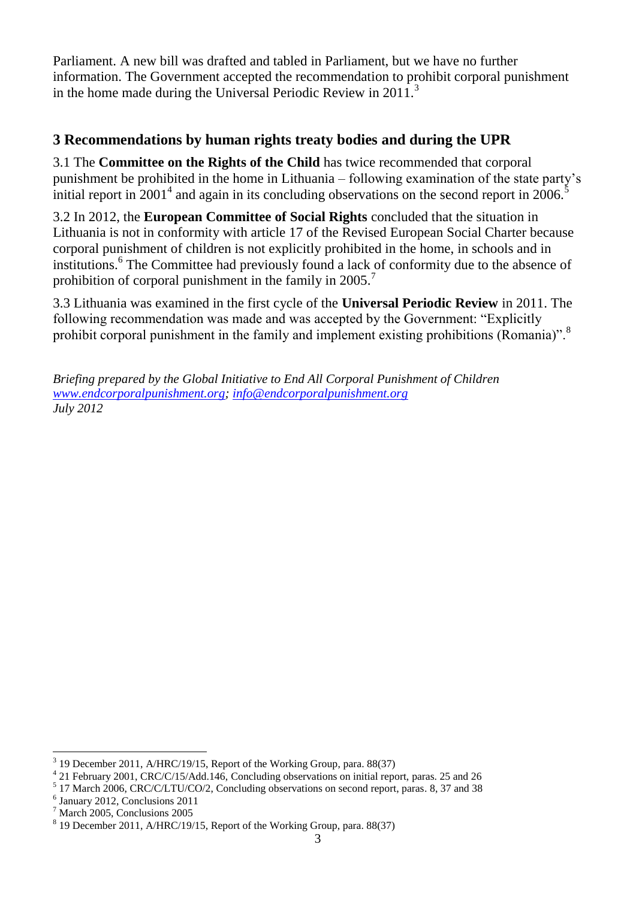Parliament. A new bill was drafted and tabled in Parliament, but we have no further information. The Government accepted the recommendation to prohibit corporal punishment in the home made during the Universal Periodic Review in 2011.[3]

## 3 Recommendations by human rights treaty bodies and during the UPR

3.1 The **Committee on the Rights of the Child** has twice recommended that corporal punishment be prohibited in the home in Lithuania – following examination of the state party's initial report in 2001[4] and again in its concluding observations on the second report in 2006.[5]

3.2 In 2012, the **European Committee of Social Rights** concluded that the situation in Lithuania is not in conformity with article 17 of the Revised European Social Charter because corporal punishment of children is not explicitly prohibited in the home, in schools and in institutions.[6] The Committee had previously found a lack of conformity due to the absence of prohibition of corporal punishment in the family in 2005.[7]

3.3 Lithuania was examined in the first cycle of the **Universal Periodic Review** in 2011. The following recommendation was made and was accepted by the Government: "Explicitly prohibit corporal punishment in the family and implement existing prohibitions (Romania)".[8]

*Briefing prepared by the Global Initiative to End All Corporal Punishment of Children*
*www.endcorporalpunishment.org; info@endcorporalpunishment.org*
*July 2012*

---

[3] 19 December 2011, A/HRC/19/15, Report of the Working Group, para. 88(37)

[4] 21 February 2001, CRC/C/15/Add.146, Concluding observations on initial report, paras. 25 and 26

[5] 17 March 2006, CRC/C/LTU/CO/2, Concluding observations on second report, paras. 8, 37 and 38

[6] January 2012, Conclusions 2011

[7] March 2005, Conclusions 2005

[8] 19 December 2011, A/HRC/19/15, Report of the Working Group, para. 88(37)